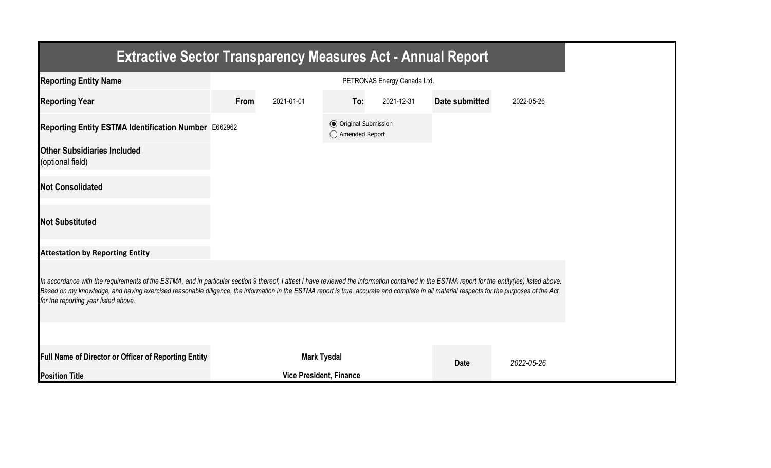# Extractive Sector Transparency Measures Act - Annual Report

| | | | | | | |
|---|---|---|---|---|---|---|
| **Reporting Entity Name** | PETRONAS Energy Canada Ltd. | | | | | |
| **Reporting Year** | **From** | 2021-01-01 | **To:** | 2021-12-31 | **Date submitted** | 2022-05-26 |
| **Reporting Entity ESTMA Identification Number** | E662962 | | ◉ Original Submission ◯ Amended Report | | | |
| **Other Subsidiaries Included** (optional field) | | | | | | |
| **Not Consolidated** | | | | | | |
| **Not Substituted** | | | | | | |

**Attestation by Reporting Entity**

*In accordance with the requirements of the ESTMA, and in particular section 9 thereof, I attest I have reviewed the information contained in the ESTMA report for the entity(ies) listed above. Based on my knowledge, and having exercised reasonable diligence, the information in the ESTMA report is true, accurate and complete in all material respects for the purposes of the Act, for the reporting year listed above.*

| | | | |
|---|---|---|---|
| **Full Name of Director or Officer of Reporting Entity** | **Mark Tysdal** | **Date** | *2022-05-26* |
| **Position Title** | **Vice President, Finance** | | |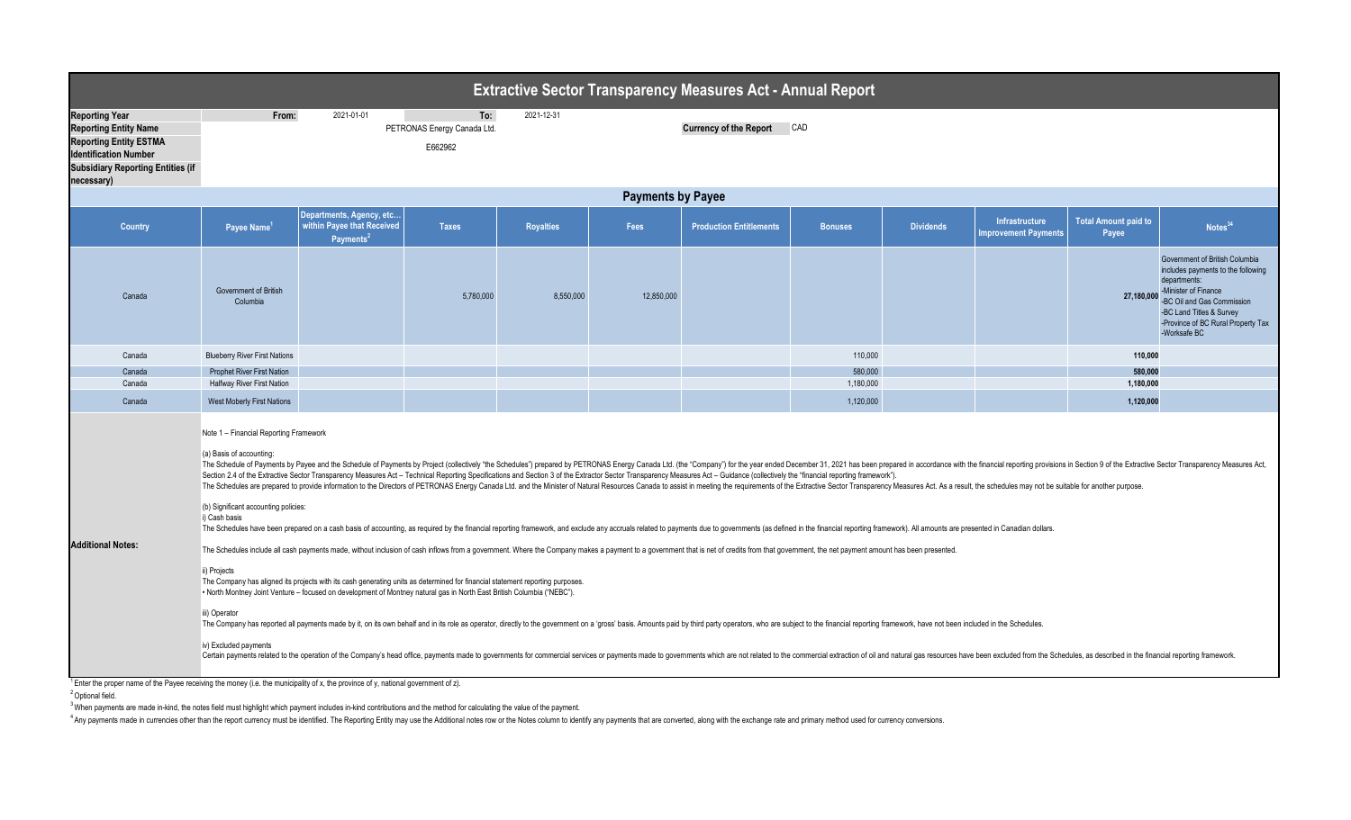# Extractive Sector Transparency Measures Act - Annual Report

| | | | | |
|---|---|---|---|---|
| **Reporting Year** | From: | 2021-01-01 | To: | 2021-12-31 |
| **Reporting Entity Name** | PETRONAS Energy Canada Ltd. | | **Currency of the Report** | CAD |
| **Reporting Entity ESTMA Identification Number** | E662962 | | | |
| **Subsidiary Reporting Entities (if necessary)** | | | | |

## Payments by Payee

| Country | Payee Name[1] | Departments, Agency, etc... within Payee that Received Payments[2] | Taxes | Royalties | Fees | Production Entitlements | Bonuses | Dividends | Infrastructure Improvement Payments | Total Amount paid to Payee | Notes[34] |
|---|---|---|---|---|---|---|---|---|---|---|---|
| Canada | Government of British Columbia | | 5,780,000 | 8,550,000 | 12,850,000 | | | | | 27,180,000 | Government of British Columbia includes payments to the following departments: -Minister of Finance -BC Oil and Gas Commission -BC Land Titles & Survey -Province of BC Rural Property Tax -Worksafe BC |
| Canada | Blueberry River First Nations | | | | | | 110,000 | | | 110,000 | |
| Canada | Prophet River First Nation | | | | | | 580,000 | | | 580,000 | |
| Canada | Halfway River First Nation | | | | | | 1,180,000 | | | 1,180,000 | |
| Canada | West Moberly First Nations | | | | | | 1,120,000 | | | 1,120,000 | |

**Additional Notes:**

Note 1 – Financial Reporting Framework

(a) Basis of accounting:
The Schedule of Payments by Payee and the Schedule of Payments by Project (collectively "the Schedules") prepared by PETRONAS Energy Canada Ltd. (the "Company") for the year ended December 31, 2021 has been prepared in accordance with the financial reporting provisions in Section 9 of the Extractive Sector Transparency Measures Act, Section 2.4 of the Extractive Sector Transparency Measures Act – Technical Reporting Specifications and Section 3 of the Extractor Sector Transparency Measures Act – Guidance (collectively the "financial reporting framework").
The Schedules are prepared to provide information to the Directors of PETRONAS Energy Canada Ltd. and the Minister of Natural Resources Canada to assist in meeting the requirements of the Extractive Sector Transparency Measures Act. As a result, the schedules may not be suitable for another purpose.

(b) Significant accounting policies:
i) Cash basis
The Schedules have been prepared on a cash basis of accounting, as required by the financial reporting framework, and exclude any accruals related to payments due to governments (as defined in the financial reporting framework). All amounts are presented in Canadian dollars.

The Schedules include all cash payments made, without inclusion of cash inflows from a government. Where the Company makes a payment to a government that is net of credits from that government, the net payment amount has been presented.

ii) Projects
The Company has aligned its projects with its cash generating units as determined for financial statement reporting purposes.
• North Montney Joint Venture – focused on development of Montney natural gas in North East British Columbia ("NEBC").

iii) Operator
The Company has reported all payments made by it, on its own behalf and in its role as operator, directly to the government on a 'gross' basis. Amounts paid by third party operators, who are subject to the financial reporting framework, have not been included in the Schedules.

iv) Excluded payments
Certain payments related to the operation of the Company's head office, payments made to governments for commercial services or payments made to governments which are not related to the commercial extraction of oil and natural gas resources have been excluded from the Schedules, as described in the financial reporting framework.

[1] Enter the proper name of the Payee receiving the money (i.e. the municipality of x, the province of y, national government of z).

[2] Optional field.

[3] When payments are made in-kind, the notes field must highlight which payment includes in-kind contributions and the method for calculating the value of the payment.

[4] Any payments made in currencies other than the report currency must be identified. The Reporting Entity may use the Additional notes row or the Notes column to identify any payments that are converted, along with the exchange rate and primary method used for currency conversions.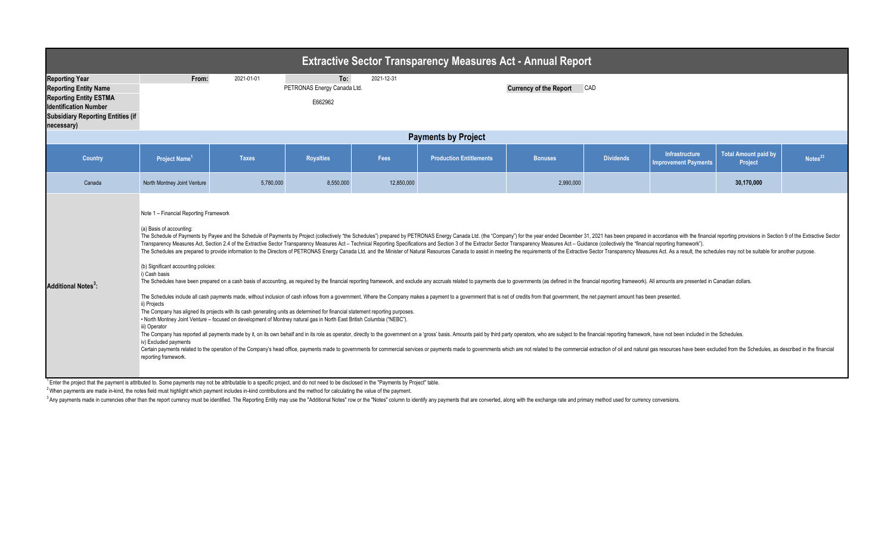# Extractive Sector Transparency Measures Act - Annual Report

| | | | | | |
|---|---|---|---|---|---|
| **Reporting Year** | From: | 2021-01-01 | To: | 2021-12-31 | |
| **Reporting Entity Name** | | PETRONAS Energy Canada Ltd. | | **Currency of the Report** | CAD |
| **Reporting Entity ESTMA Identification Number** | | E662962 | | | |
| **Subsidiary Reporting Entities (if necessary)** | | | | | |

## Payments by Project

| Country | Project Name[1] | Taxes | Royalties | Fees | Production Entitlements | Bonuses | Dividends | Infrastructure Improvement Payments | Total Amount paid by Project | Notes[23] |
|---|---|---|---|---|---|---|---|---|---|---|
| Canada | North Montney Joint Venture | 5,780,000 | 8,550,000 | 12,850,000 | | 2,990,000 | | | **30,170,000** | |

**Additional Notes[3]:**

Note 1 – Financial Reporting Framework

(a) Basis of accounting:
The Schedule of Payments by Payee and the Schedule of Payments by Project (collectively "the Schedules") prepared by PETRONAS Energy Canada Ltd. (the "Company") for the year ended December 31, 2021 has been prepared in accordance with the financial reporting provisions in Section 9 of the Extractive Sector Transparency Measures Act, Section 2.4 of the Extractive Sector Transparency Measures Act – Technical Reporting Specifications and Section 3 of the Extractor Sector Transparency Measures Act – Guidance (collectively the "financial reporting framework").
The Schedules are prepared to provide information to the Directors of PETRONAS Energy Canada Ltd. and the Minister of Natural Resources Canada to assist in meeting the requirements of the Extractive Sector Transparency Measures Act. As a result, the schedules may not be suitable for another purpose.

(b) Significant accounting policies:
i) Cash basis
The Schedules have been prepared on a cash basis of accounting, as required by the financial reporting framework, and exclude any accruals related to payments due to governments (as defined in the financial reporting framework). All amounts are presented in Canadian dollars.

The Schedules include all cash payments made, without inclusion of cash inflows from a government. Where the Company makes a payment to a government that is net of credits from that government, the net payment amount has been presented.
ii) Projects
The Company has aligned its projects with its cash generating units as determined for financial statement reporting purposes.
• North Montney Joint Venture – focused on development of Montney natural gas in North East British Columbia ("NEBC").
iii) Operator
The Company has reported all payments made by it, on its own behalf and in its role as operator, directly to the government on a 'gross' basis. Amounts paid by third party operators, who are subject to the financial reporting framework, have not been included in the Schedules.
iv) Excluded payments
Certain payments related to the operation of the Company's head office, payments made to governments for commercial services or payments made to governments which are not related to the commercial extraction of oil and natural gas resources have been excluded from the Schedules, as described in the financial reporting framework.

[1] Enter the project that the payment is attributed to. Some payments may not be attributable to a specific project, and do not need to be disclosed in the "Payments by Project" table.

[2] When payments are made in-kind, the notes field must highlight which payment includes in-kind contributions and the method for calculating the value of the payment.

[3] Any payments made in currencies other than the report currency must be identified. The Reporting Entity may use the "Additional Notes" row or the "Notes" column to identify any payments that are converted, along with the exchange rate and primary method used for currency conversions.